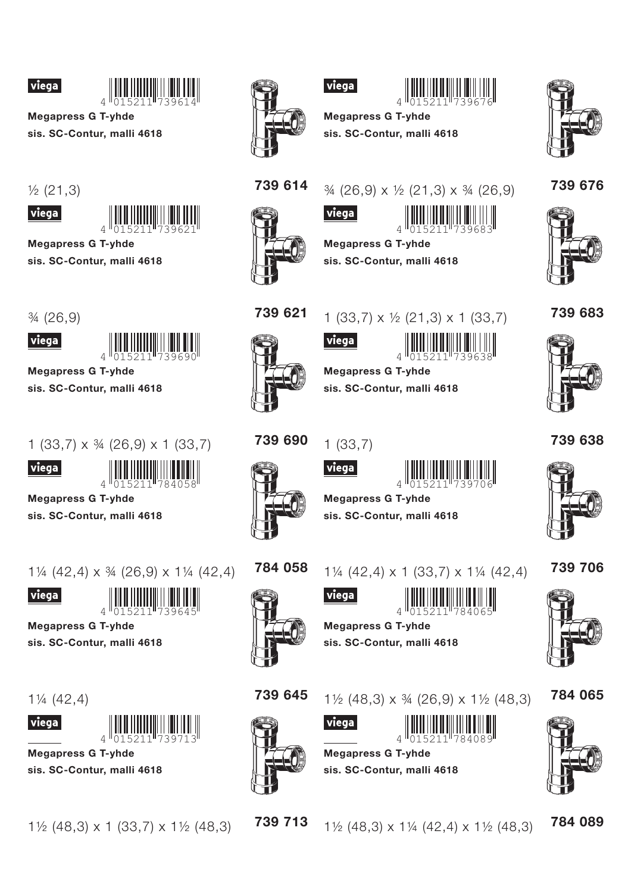viega

4 015211 739614

**Megapress G T-yhde**

**sis. SC-Contur, malli 4618**

½ (21,3)

**739 614**

viega

4 015211 739621

**Megapress G T-yhde**

**sis. SC-Contur, malli 4618**

¾ (26,9)

**739 621**

viega

4 015211 739690

**Megapress G T-yhde**

**sis. SC-Contur, malli 4618**

1 (33,7) x ¾ (26,9) x 1 (33,7)

**739 690**

viega

4 015211 784058

**Megapress G T-yhde**

**sis. SC-Contur, malli 4618**

1¼ (42,4) x ¾ (26,9) x 1¼ (42,4)

**784 058**

viega

4 015211 739645

**Megapress G T-yhde**

**sis. SC-Contur, malli 4618**

1¼ (42,4)

**739 645**

viega

4 015211 739713

**Megapress G T-yhde**

**sis. SC-Contur, malli 4618**

1½ (48,3) x 1 (33,7) x 1½ (48,3)

**739 713**

viega

4 015211 739676

**Megapress G T-yhde**

**sis. SC-Contur, malli 4618**

¾ (26,9) x ½ (21,3) x ¾ (26,9)

**739 676**

viega

4 015211 739683

**Megapress G T-yhde**

**sis. SC-Contur, malli 4618**

1 (33,7) x ½ (21,3) x 1 (33,7)

**739 683**

viega

4 015211 739638

**Megapress G T-yhde**

**sis. SC-Contur, malli 4618**

1 (33,7)

**739 638**

viega

4 015211 739706

**Megapress G T-yhde**

**sis. SC-Contur, malli 4618**

1¼ (42,4) x 1 (33,7) x 1¼ (42,4)

**739 706**

viega

4 015211 784065

**Megapress G T-yhde**

**sis. SC-Contur, malli 4618**

1½ (48,3) x ¾ (26,9) x 1½ (48,3)

**784 065**

viega

4 015211 784089

**Megapress G T-yhde**

**sis. SC-Contur, malli 4618**

1½ (48,3) x 1¼ (42,4) x 1½ (48,3)

**784 089**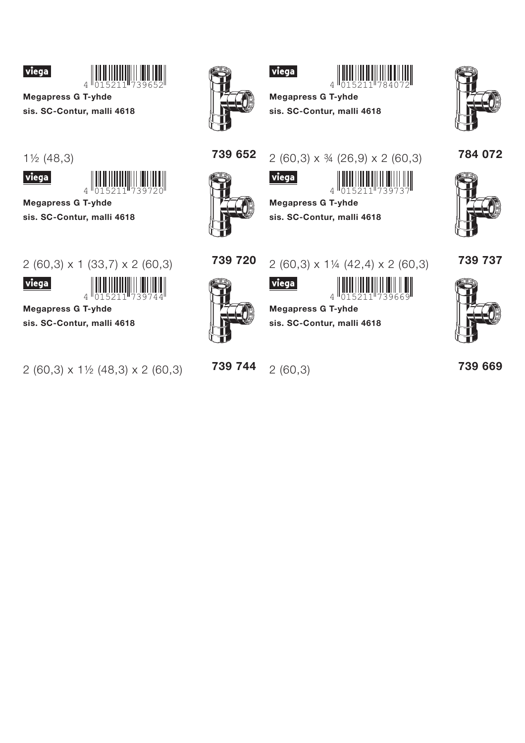viega

4 015211 739652

**Megapress G T-yhde**

**sis. SC-Contur, malli 4618**

1½ (48,3) **739 652**

viega

4 015211 739720

**Megapress G T-yhde**

**sis. SC-Contur, malli 4618**

2 (60,3) x 1 (33,7) x 2 (60,3) **739 720**

viega

4 015211 739744

**Megapress G T-yhde**

**sis. SC-Contur, malli 4618**

2 (60,3) x 1½ (48,3) x 2 (60,3) **739 744**

viega

4 015211 784072

**Megapress G T-yhde**

**sis. SC-Contur, malli 4618**

2 (60,3) x ¾ (26,9) x 2 (60,3) **784 072**

viega

4 015211 739737

**Megapress G T-yhde**

**sis. SC-Contur, malli 4618**

2 (60,3) x 1¼ (42,4) x 2 (60,3) **739 737**

viega

4 015211 739669

**Megapress G T-yhde**

**sis. SC-Contur, malli 4618**

2 (60,3) **739 669**